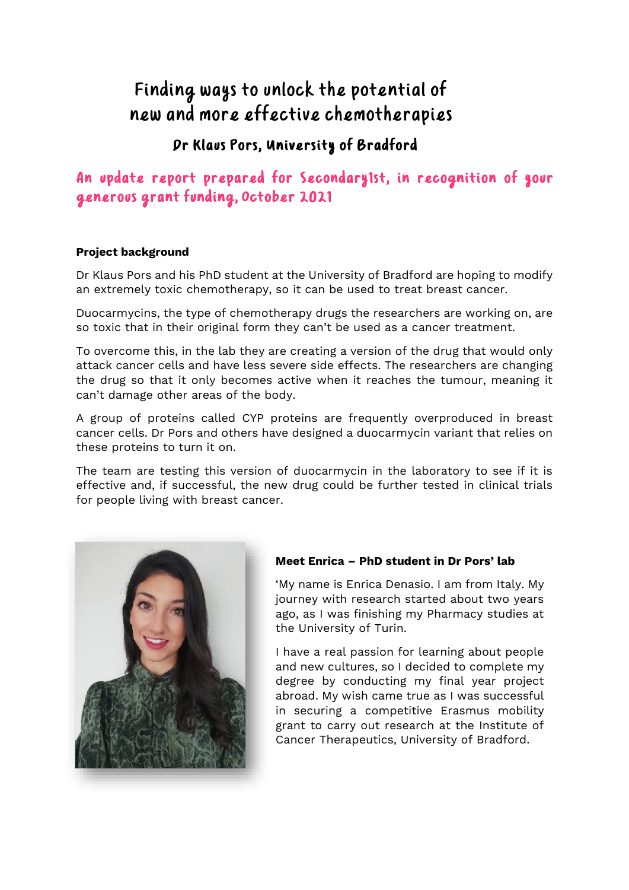# Finding ways to unlock the potential of new and more effective chemotherapies

## Dr Klaus Pors, University of Bradford

### An update report prepared for Secondary1st, in recognition of your generous grant funding, October 2021

**Project background**

Dr Klaus Pors and his PhD student at the University of Bradford are hoping to modify an extremely toxic chemotherapy, so it can be used to treat breast cancer.

Duocarmycins, the type of chemotherapy drugs the researchers are working on, are so toxic that in their original form they can't be used as a cancer treatment.

To overcome this, in the lab they are creating a version of the drug that would only attack cancer cells and have less severe side effects. The researchers are changing the drug so that it only becomes active when it reaches the tumour, meaning it can't damage other areas of the body.

A group of proteins called CYP proteins are frequently overproduced in breast cancer cells. Dr Pors and others have designed a duocarmycin variant that relies on these proteins to turn it on.

The team are testing this version of duocarmycin in the laboratory to see if it is effective and, if successful, the new drug could be further tested in clinical trials for people living with breast cancer.

**Meet Enrica – PhD student in Dr Pors' lab**

'My name is Enrica Denasio. I am from Italy. My journey with research started about two years ago, as I was finishing my Pharmacy studies at the University of Turin.

I have a real passion for learning about people and new cultures, so I decided to complete my degree by conducting my final year project abroad. My wish came true as I was successful in securing a competitive Erasmus mobility grant to carry out research at the Institute of Cancer Therapeutics, University of Bradford.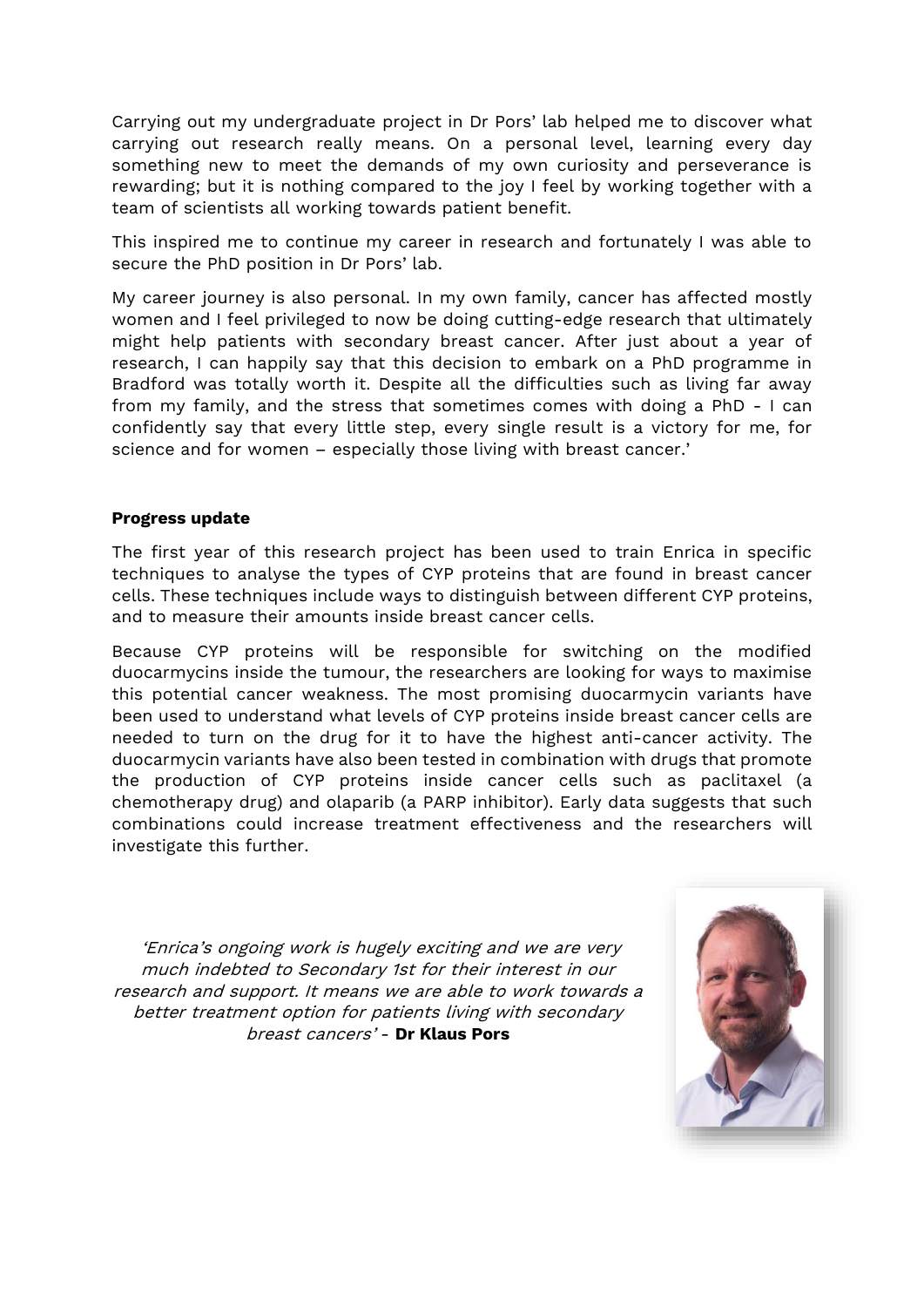Carrying out my undergraduate project in Dr Pors' lab helped me to discover what carrying out research really means. On a personal level, learning every day something new to meet the demands of my own curiosity and perseverance is rewarding; but it is nothing compared to the joy I feel by working together with a team of scientists all working towards patient benefit.

This inspired me to continue my career in research and fortunately I was able to secure the PhD position in Dr Pors' lab.

My career journey is also personal. In my own family, cancer has affected mostly women and I feel privileged to now be doing cutting-edge research that ultimately might help patients with secondary breast cancer. After just about a year of research, I can happily say that this decision to embark on a PhD programme in Bradford was totally worth it. Despite all the difficulties such as living far away from my family, and the stress that sometimes comes with doing a PhD - I can confidently say that every little step, every single result is a victory for me, for science and for women – especially those living with breast cancer.'

**Progress update**

The first year of this research project has been used to train Enrica in specific techniques to analyse the types of CYP proteins that are found in breast cancer cells. These techniques include ways to distinguish between different CYP proteins, and to measure their amounts inside breast cancer cells.

Because CYP proteins will be responsible for switching on the modified duocarmycins inside the tumour, the researchers are looking for ways to maximise this potential cancer weakness. The most promising duocarmycin variants have been used to understand what levels of CYP proteins inside breast cancer cells are needed to turn on the drug for it to have the highest anti-cancer activity. The duocarmycin variants have also been tested in combination with drugs that promote the production of CYP proteins inside cancer cells such as paclitaxel (a chemotherapy drug) and olaparib (a PARP inhibitor). Early data suggests that such combinations could increase treatment effectiveness and the researchers will investigate this further.

*'Enrica's ongoing work is hugely exciting and we are very much indebted to Secondary 1st for their interest in our research and support. It means we are able to work towards a better treatment option for patients living with secondary breast cancers'* - **Dr Klaus Pors**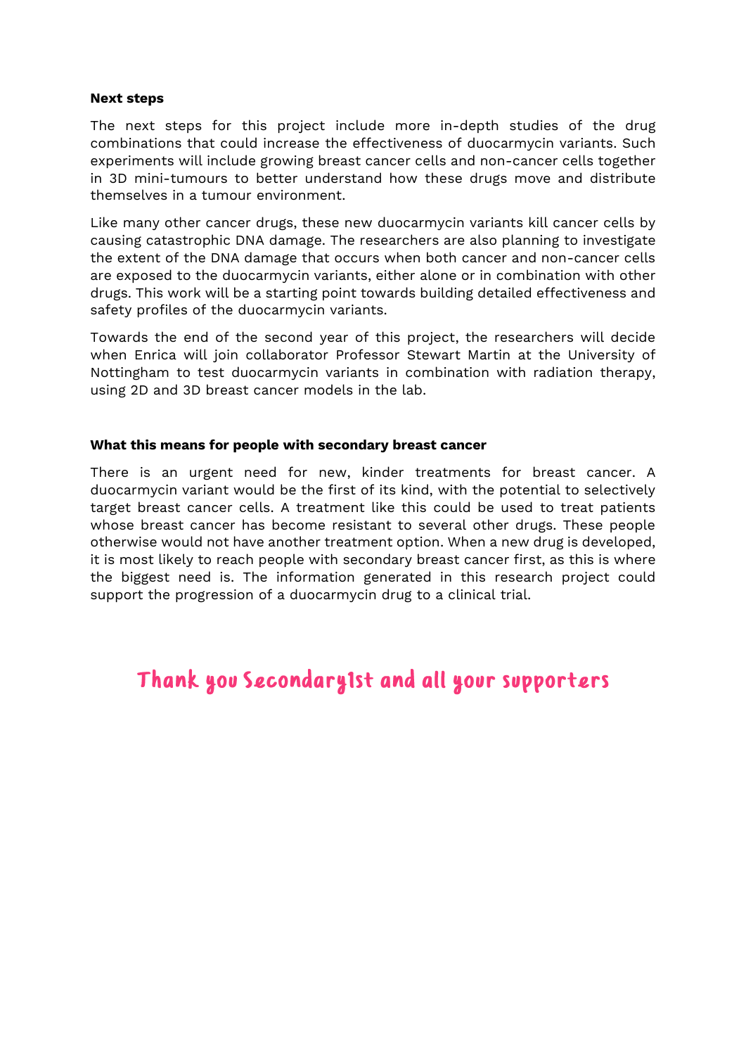**Next steps**

The next steps for this project include more in-depth studies of the drug combinations that could increase the effectiveness of duocarmycin variants. Such experiments will include growing breast cancer cells and non-cancer cells together in 3D mini-tumours to better understand how these drugs move and distribute themselves in a tumour environment.

Like many other cancer drugs, these new duocarmycin variants kill cancer cells by causing catastrophic DNA damage. The researchers are also planning to investigate the extent of the DNA damage that occurs when both cancer and non-cancer cells are exposed to the duocarmycin variants, either alone or in combination with other drugs. This work will be a starting point towards building detailed effectiveness and safety profiles of the duocarmycin variants.

Towards the end of the second year of this project, the researchers will decide when Enrica will join collaborator Professor Stewart Martin at the University of Nottingham to test duocarmycin variants in combination with radiation therapy, using 2D and 3D breast cancer models in the lab.

**What this means for people with secondary breast cancer**

There is an urgent need for new, kinder treatments for breast cancer. A duocarmycin variant would be the first of its kind, with the potential to selectively target breast cancer cells. A treatment like this could be used to treat patients whose breast cancer has become resistant to several other drugs. These people otherwise would not have another treatment option. When a new drug is developed, it is most likely to reach people with secondary breast cancer first, as this is where the biggest need is. The information generated in this research project could support the progression of a duocarmycin drug to a clinical trial.

## Thank you Secondary1st and all your supporters